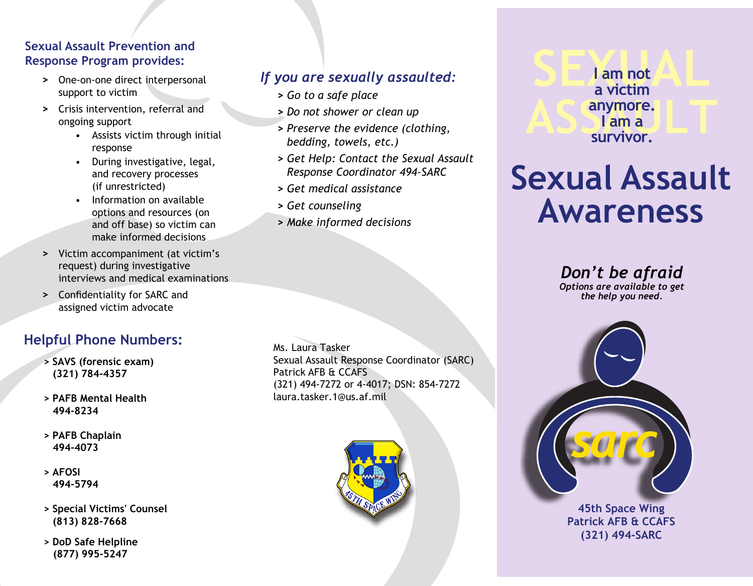## Sexual Assault Prevention and Response Program provides:

- > One-on-one direct interpersonal support to victim
- > Crisis intervention, referral and ongoing support
  - Assists victim through initial response
  - During investigative, legal, and recovery processes (if unrestricted)
  - Information on available options and resources (on and off base) so victim can make informed decisions
- > Victim accompaniment (at victim's request) during investigative interviews and medical examinations
- > Confidentiality for SARC and assigned victim advocate

## Helpful Phone Numbers:

> **SAVS (forensic exam)**
> **(321) 784-4357**

> **PAFB Mental Health**
> **494-8234**

> **PAFB Chaplain**
> **494-4073**

> **AFOSI**
> **494-5794**

> **Special Victims' Counsel**
> **(813) 828-7668**

> **DoD Safe Helpline**
> **(877) 995-5247**

## *If you are sexually assaulted:*

*> Go to a safe place*

*> Do not shower or clean up*

*> Preserve the evidence (clothing, bedding, towels, etc.)*

*> Get Help: Contact the Sexual Assault Response Coordinator 494-SARC*

*> Get medical assistance*

*> Get counseling*

*> Make informed decisions*

Ms. Laura Tasker
Sexual Assault Response Coordinator (SARC)
Patrick AFB & CCAFS
(321) 494-7272 or 4-4017; DSN: 854-7272
laura.tasker.1@us.af.mil

45TH SPACE WING

SEXUAL ASSAULT

**I am not a victim anymore. I am a survivor.**

# Sexual Assault Awareness

***Don't be afraid***

***Options are available to get the help you need.***

sarc

**45th Space Wing**
**Patrick AFB & CCAFS**
**(321) 494-SARC**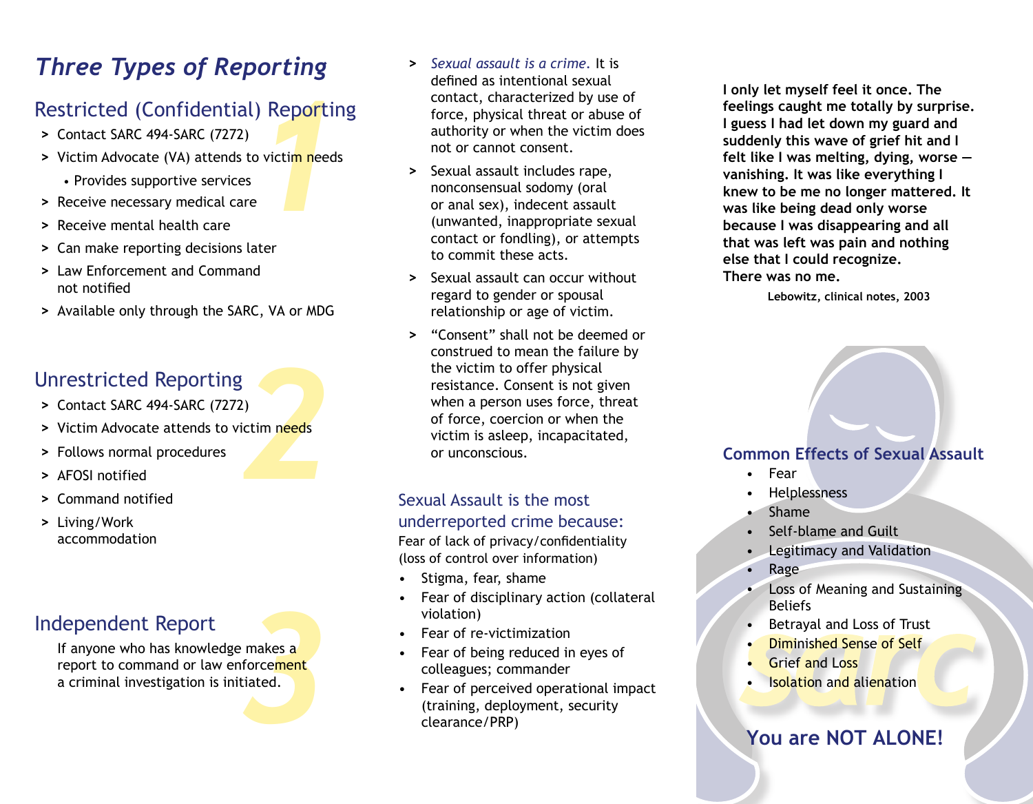# *Three Types of Reporting*

## Restricted (Confidential) Reporting

- > Contact SARC 494-SARC (7272)
- > Victim Advocate (VA) attends to victim needs
  - Provides supportive services
- > Receive necessary medical care
- > Receive mental health care
- > Can make reporting decisions later
- > Law Enforcement and Command not notified
- > Available only through the SARC, VA or MDG

## Unrestricted Reporting

- > Contact SARC 494-SARC (7272)
- > Victim Advocate attends to victim needs
- > Follows normal procedures
- > AFOSI notified
- > Command notified
- > Living/Work accommodation

## Independent Report

If anyone who has knowledge makes a report to command or law enforcement a criminal investigation is initiated.

- > *Sexual assault is a crime.* It is defined as intentional sexual contact, characterized by use of force, physical threat or abuse of authority or when the victim does not or cannot consent.
- > Sexual assault includes rape, nonconsensual sodomy (oral or anal sex), indecent assault (unwanted, inappropriate sexual contact or fondling), or attempts to commit these acts.
- > Sexual assault can occur without regard to gender or spousal relationship or age of victim.
- > "Consent" shall not be deemed or construed to mean the failure by the victim to offer physical resistance. Consent is not given when a person uses force, threat of force, coercion or when the victim is asleep, incapacitated, or unconscious.

## Sexual Assault is the most underreported crime because:

Fear of lack of privacy/confidentiality (loss of control over information)

- Stigma, fear, shame
- Fear of disciplinary action (collateral violation)
- Fear of re-victimization
- Fear of being reduced in eyes of colleagues; commander
- Fear of perceived operational impact (training, deployment, security clearance/PRP)

**I only let myself feel it once. The feelings caught me totally by surprise. I guess I had let down my guard and suddenly this wave of grief hit and I felt like I was melting, dying, worse — vanishing. It was like everything I knew to be me no longer mattered. It was like being dead only worse because I was disappearing and all that was left was pain and nothing else that I could recognize. There was no me.**

**Lebowitz, clinical notes, 2003**

## Common Effects of Sexual Assault

- Fear
- Helplessness
- Shame
- Self-blame and Guilt
- Legitimacy and Validation
- Rage
- Loss of Meaning and Sustaining Beliefs
- Betrayal and Loss of Trust
- Diminished Sense of Self
- Grief and Loss
- Isolation and alienation

## You are NOT ALONE!